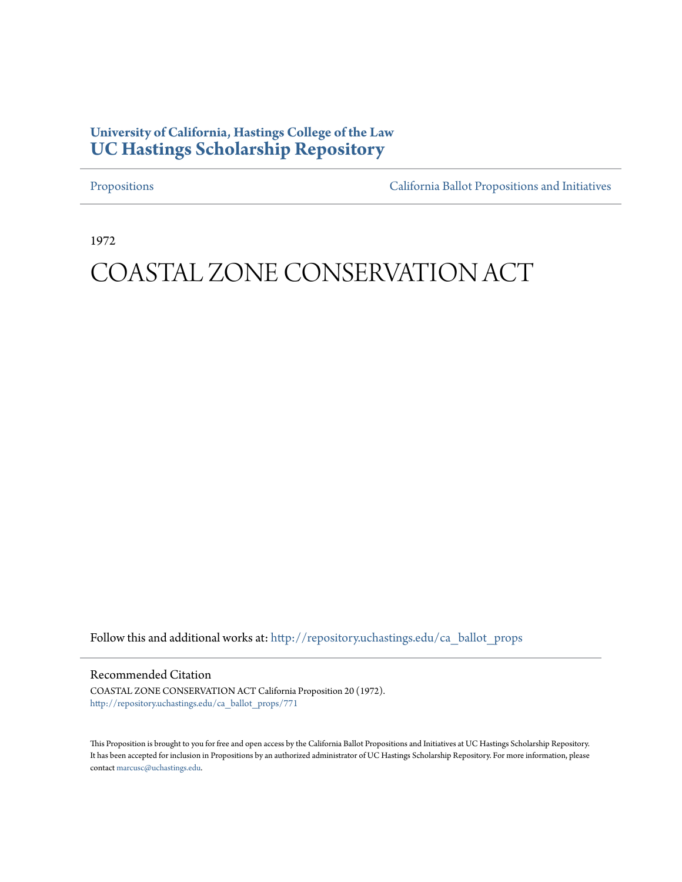**University of California, Hastings College of the Law**
# UC Hastings Scholarship Repository

Propositions | California Ballot Propositions and Initiatives

1972

# COASTAL ZONE CONSERVATION ACT

Follow this and additional works at: http://repository.uchastings.edu/ca_ballot_props

## Recommended Citation

COASTAL ZONE CONSERVATION ACT California Proposition 20 (1972).
http://repository.uchastings.edu/ca_ballot_props/771

This Proposition is brought to you for free and open access by the California Ballot Propositions and Initiatives at UC Hastings Scholarship Repository. It has been accepted for inclusion in Propositions by an authorized administrator of UC Hastings Scholarship Repository. For more information, please contact marcusc@uchastings.edu.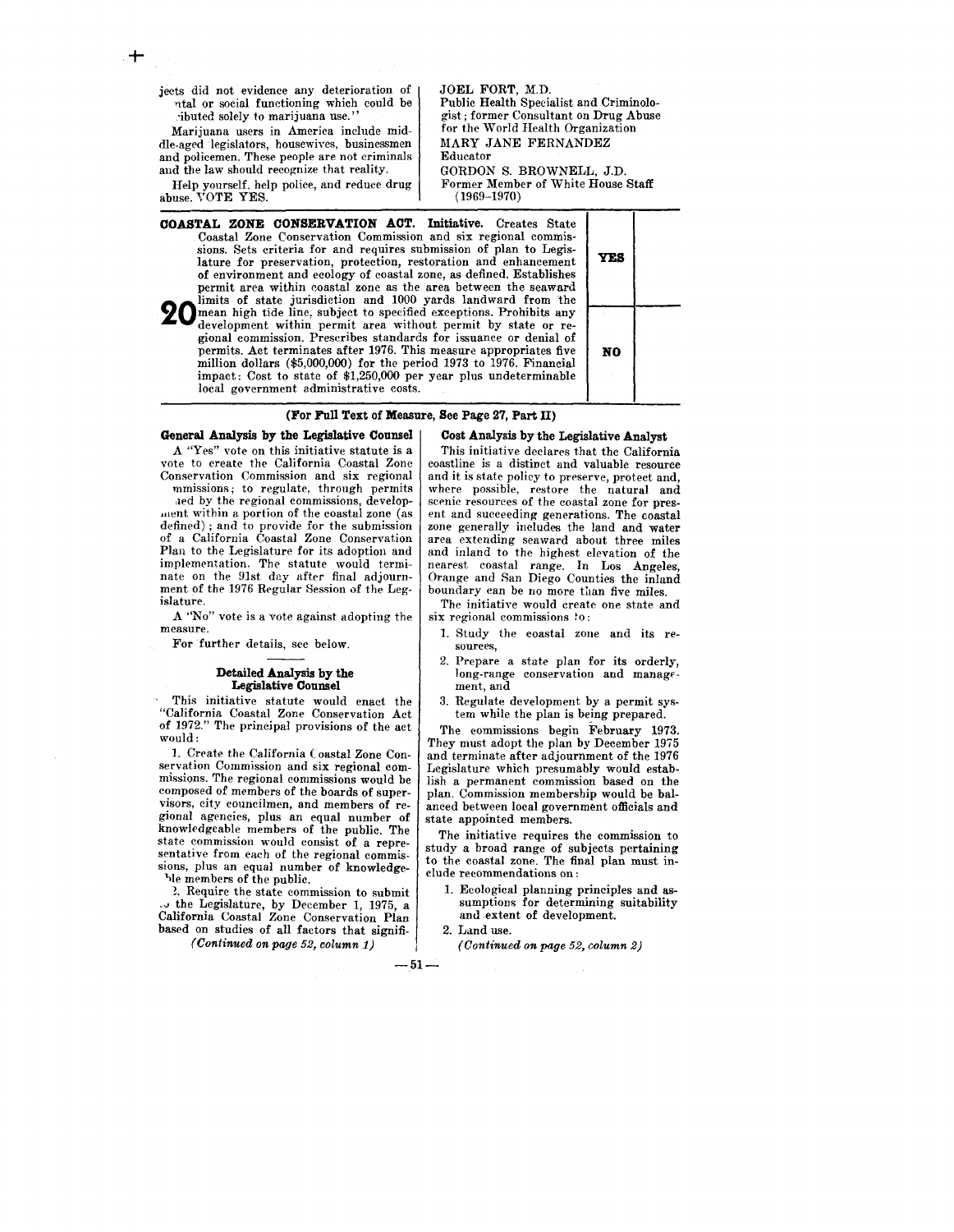jects did not evidence any deterioration of ntal or social functioning which could be ibuted solely to marijuana use."

Marijuana users in America include middle-aged legislators, housewives, businessmen and policemen. These people are not criminals and the law should recognize that reality.

Help yourself, help police, and reduce drug abuse. VOTE YES.

JOEL FORT, M.D.
Public Health Specialist and Criminologist; former Consultant on Drug Abuse for the World Health Organization

MARY JANE FERNANDEZ
Educator

GORDON S. BROWNELL, J.D.
Former Member of White House Staff (1969–1970)

---

| | | |
|---|---|---|
| **20** | **COASTAL ZONE CONSERVATION ACT. Initiative.** Creates State Coastal Zone Conservation Commission and six regional commissions. Sets criteria for and requires submission of plan to Legislature for preservation, protection, restoration and enhancement of environment and ecology of coastal zone, as defined. Establishes permit area within coastal zone as the area between the seaward limits of state jurisdiction and 1000 yards landward from the mean high tide line, subject to specified exceptions. Prohibits any development within permit area without permit by state or regional commission. Prescribes standards for issuance or denial of permits. Act terminates after 1976. This measure appropriates five million dollars ($5,000,000) for the period 1973 to 1976. Financial impact: Cost to state of $1,250,000 per year plus undeterminable local government administrative costs. | **YES** |
| | | **NO** |

**(For Full Text of Measure, See Page 27, Part II)**

### General Analysis by the Legislative Counsel

A "Yes" vote on this initiative statute is a vote to create the California Coastal Zone Conservation Commission and six regional mmissions; to regulate, through permits ied by the regional commissions, development within a portion of the coastal zone (as defined); and to provide for the submission of a California Coastal Zone Conservation Plan to the Legislature for its adoption and implementation. The statute would terminate on the 91st day after final adjournment of the 1976 Regular Session of the Legislature.

A "No" vote is a vote against adopting the measure.

For further details, see below.

### Detailed Analysis by the Legislative Counsel

This initiative statute would enact the "California Coastal Zone Conservation Act of 1972." The principal provisions of the act would:

1. Create the California Coastal Zone Conservation Commission and six regional commissions. The regional commissions would be composed of members of the boards of supervisors, city councilmen, and members of regional agencies, plus an equal number of knowledgeable members of the public. The state commission would consist of a representative from each of the regional commissions, plus an equal number of knowledgeable members of the public.

2. Require the state commission to submit to the Legislature, by December 1, 1975, a California Coastal Zone Conservation Plan based on studies of all factors that signifi-

*(Continued on page 52, column 1)*

### Cost Analysis by the Legislative Analyst

This initiative declares that the California coastline is a distinct and valuable resource and it is state policy to preserve, protect and, where possible, restore the natural and scenic resources of the coastal zone for present and succeeding generations. The coastal zone generally includes the land and water area extending seaward about three miles and inland to the highest elevation of the nearest coastal range. In Los Angeles, Orange and San Diego Counties the inland boundary can be no more than five miles.

The initiative would create one state and six regional commissions to:

1. Study the coastal zone and its resources,
2. Prepare a state plan for its orderly, long-range conservation and management, and
3. Regulate development by a permit system while the plan is being prepared.

The commissions begin February 1973. They must adopt the plan by December 1975 and terminate after adjournment of the 1976 Legislature which presumably would establish a permanent commission based on the plan. Commission membership would be balanced between local government officials and state appointed members.

The initiative requires the commission to study a broad range of subjects pertaining to the coastal zone. The final plan must include recommendations on:

1. Ecological planning principles and assumptions for determining suitability and extent of development.
2. Land use.

*(Continued on page 52, column 2)*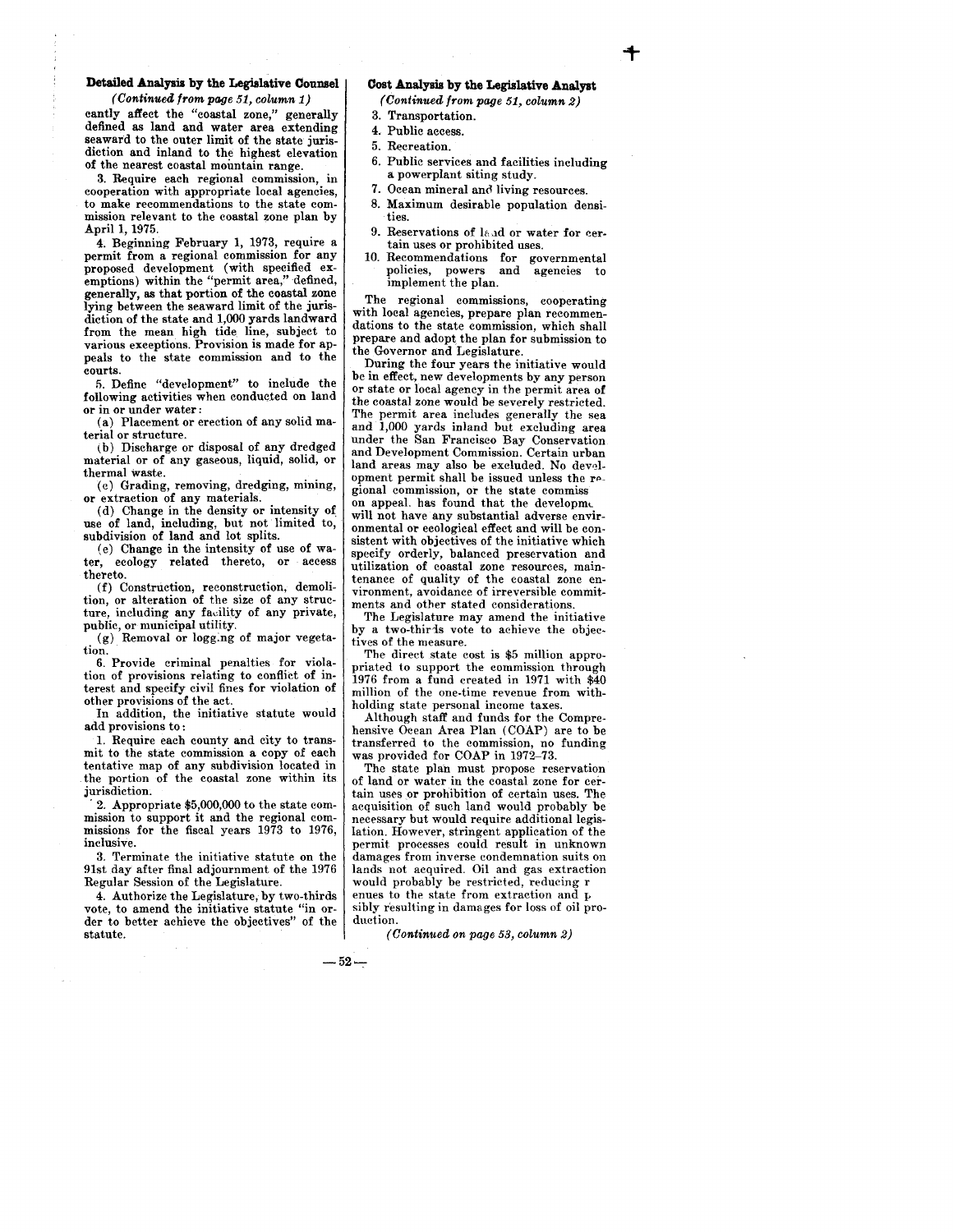### Detailed Analysis by the Legislative Counsel

*(Continued from page 51, column 1)*

cantly affect the "coastal zone," generally defined as land and water area extending seaward to the outer limit of the state jurisdiction and inland to the highest elevation of the nearest coastal mountain range.

3. Require each regional commission, in cooperation with appropriate local agencies, to make recommendations to the state commission relevant to the coastal zone plan by April 1, 1975.

4. Beginning February 1, 1973, require a permit from a regional commission for any proposed development (with specified exemptions) within the "permit area," defined, generally, as that portion of the coastal zone lying between the seaward limit of the jurisdiction of the state and 1,000 yards landward from the mean high tide line, subject to various exceptions. Provision is made for appeals to the state commission and to the courts.

5. Define "development" to include the following activities when conducted on land or in or under water:

(a) Placement or erection of any solid material or structure.

(b) Discharge or disposal of any dredged material or of any gaseous, liquid, solid, or thermal waste.

(c) Grading, removing, dredging, mining, or extraction of any materials.

(d) Change in the density or intensity of use of land, including, but not limited to, subdivision of land and lot splits.

(e) Change in the intensity of use of water, ecology related thereto, or access thereto.

(f) Construction, reconstruction, demolition, or alteration of the size of any structure, including any facility of any private, public, or municipal utility.

(g) Removal or logging of major vegetation.

6. Provide criminal penalties for violation of provisions relating to conflict of interest and specify civil fines for violation of other provisions of the act.

In addition, the initiative statute would add provisions to:

1. Require each county and city to transmit to the state commission a copy of each tentative map of any subdivision located in the portion of the coastal zone within its jurisdiction.

2. Appropriate $5,000,000 to the state commission to support it and the regional commissions for the fiscal years 1973 to 1976, inclusive.

3. Terminate the initiative statute on the 91st day after final adjournment of the 1976 Regular Session of the Legislature.

4. Authorize the Legislature, by two-thirds vote, to amend the initiative statute "in order to better achieve the objectives" of the statute.

### Cost Analysis by the Legislative Analyst

*(Continued from page 51, column 2)*

3. Transportation.
4. Public access.
5. Recreation.
6. Public services and facilities including a powerplant siting study.
7. Ocean mineral and living resources.
8. Maximum desirable population densities.
9. Reservations of land or water for certain uses or prohibited uses.
10. Recommendations for governmental policies, powers and agencies to implement the plan.

The regional commissions, cooperating with local agencies, prepare plan recommendations to the state commission, which shall prepare and adopt the plan for submission to the Governor and Legislature.

During the four years the initiative would be in effect, new developments by any person or state or local agency in the permit area of the coastal zone would be severely restricted. The permit area includes generally the sea and 1,000 yards inland but excluding area under the San Francisco Bay Conservation and Development Commission. Certain urban land areas may also be excluded. No development permit shall be issued unless the regional commission, or the state commission on appeal, has found that the development will not have any substantial adverse environmental or ecological effect and will be consistent with objectives of the initiative which specify orderly, balanced preservation and utilization of coastal zone resources, maintenance of quality of the coastal zone environment, avoidance of irreversible commitments and other stated considerations.

The Legislature may amend the initiative by a two-thirds vote to achieve the objectives of the measure.

The direct state cost is $5 million appropriated to support the commission through 1976 from a fund created in 1971 with $40 million of the one-time revenue from withholding state personal income taxes.

Although staff and funds for the Comprehensive Ocean Area Plan (COAP) are to be transferred to the commission, no funding was provided for COAP in 1972–73.

The state plan must propose reservation of land or water in the coastal zone for certain uses or prohibition of certain uses. The acquisition of such land would probably be necessary but would require additional legislation. However, stringent application of the permit processes could result in unknown damages from inverse condemnation suits on lands not acquired. Oil and gas extraction would probably be restricted, reducing revenues to the state from extraction and possibly resulting in damages for loss of oil production.

*(Continued on page 53, column 2)*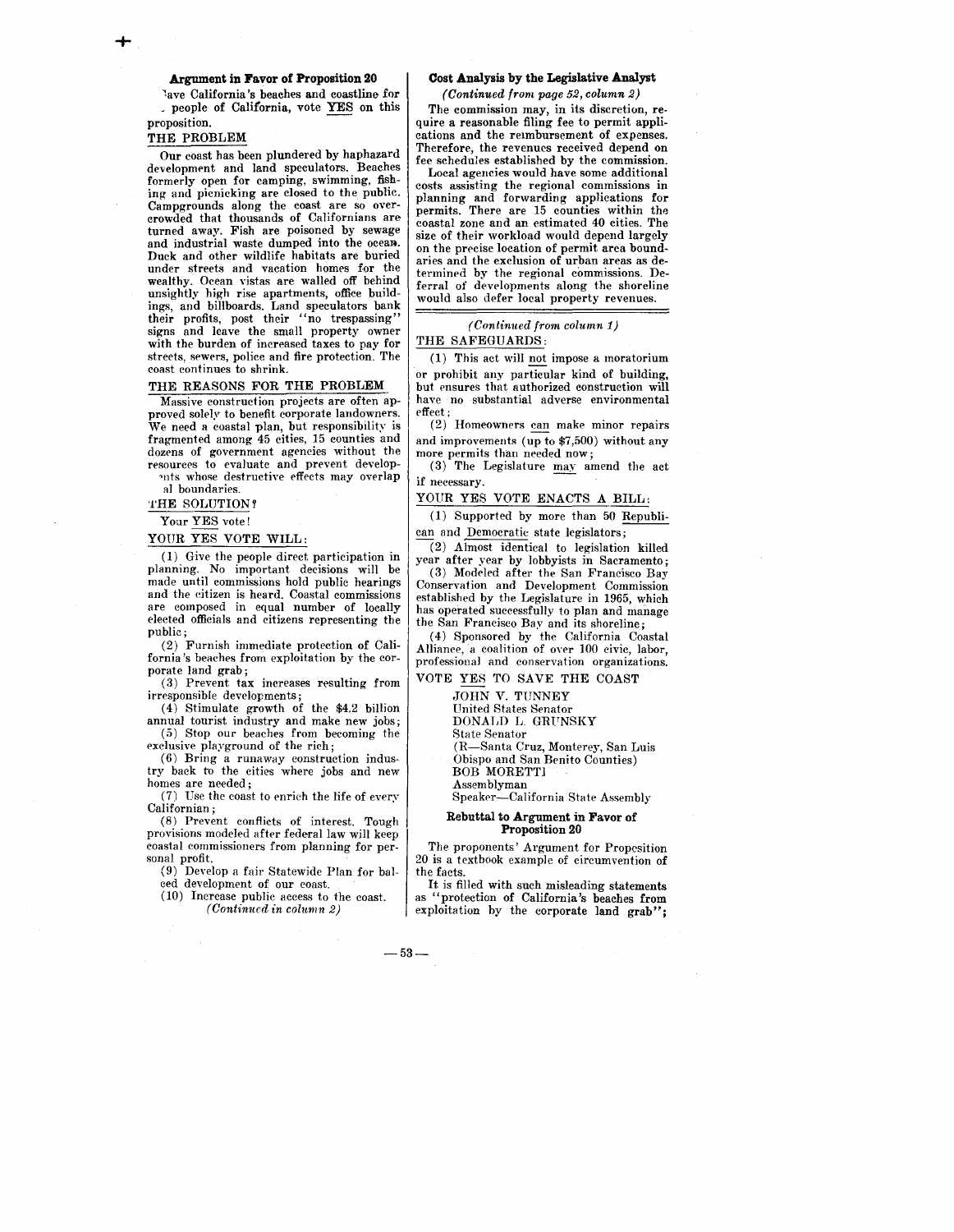## Argument in Favor of Proposition 20

Save California's beaches and coastline for the people of California, vote YES on this proposition.

### THE PROBLEM

Our coast has been plundered by haphazard development and land speculators. Beaches formerly open for camping, swimming, fishing and picnicking are closed to the public. Campgrounds along the coast are so overcrowded that thousands of Californians are turned away. Fish are poisoned by sewage and industrial waste dumped into the ocean. Duck and other wildlife habitats are buried under streets and vacation homes for the wealthy. Ocean vistas are walled off behind unsightly high rise apartments, office buildings, and billboards. Land speculators bank their profits, post their "no trespassing" signs and leave the small property owner with the burden of increased taxes to pay for streets, sewers, police and fire protection. The coast continues to shrink.

### THE REASONS FOR THE PROBLEM

Massive construction projects are often approved solely to benefit corporate landowners. We need a coastal plan, but responsibility is fragmented among 45 cities, 15 counties and dozens of government agencies without the resources to evaluate and prevent developments whose destructive effects may overlap local boundaries.

### THE SOLUTION?

Your YES vote!

### YOUR YES VOTE WILL:

(1) Give the people direct participation in planning. No important decisions will be made until commissions hold public hearings and the citizen is heard. Coastal commissions are composed in equal number of locally elected officials and citizens representing the public;

(2) Furnish immediate protection of California's beaches from exploitation by the corporate land grab;

(3) Prevent tax increases resulting from irresponsible developments;

(4) Stimulate growth of the $4.2 billion annual tourist industry and make new jobs;

(5) Stop our beaches from becoming the exclusive playground of the rich;

(6) Bring a runaway construction industry back to the cities where jobs and new homes are needed;

(7) Use the coast to enrich the life of every Californian;

(8) Prevent conflicts of interest. Tough provisions modeled after federal law will keep coastal commissioners from planning for personal profit.

(9) Develop a fair Statewide Plan for balanced development of our coast.

(10) Increase public access to the coast.

### THE SAFEGUARDS:

(1) This act will not impose a moratorium or prohibit any particular kind of building, but ensures that authorized construction will have no substantial adverse environmental effect;

(2) Homeowners can make minor repairs and improvements (up to $7,500) without any more permits than needed now;

(3) The Legislature may amend the act if necessary.

### YOUR YES VOTE ENACTS A BILL:

(1) Supported by more than 50 Republican and Democratic state legislators;

(2) Almost identical to legislation killed year after year by lobbyists in Sacramento;

(3) Modeled after the San Francisco Bay Conservation and Development Commission established by the Legislature in 1965, which has operated successfully to plan and manage the San Francisco Bay and its shoreline;

(4) Sponsored by the California Coastal Alliance, a coalition of over 100 civic, labor, professional and conservation organizations.

### VOTE YES TO SAVE THE COAST

JOHN V. TUNNEY
United States Senator

DONALD L. GRUNSKY
State Senator
(R—Santa Cruz, Monterey, San Luis Obispo and San Benito Counties)

BOB MORETTI
Assemblyman
Speaker—California State Assembly

## Cost Analysis by the Legislative Analyst

*(Continued from page 52, column 2)*

The commission may, in its discretion, require a reasonable filing fee to permit applications and the reimbursement of expenses. Therefore, the revenues received depend on fee schedules established by the commission.

Local agencies would have some additional costs assisting the regional commissions in planning and forwarding applications for permits. There are 15 counties within the coastal zone and an estimated 40 cities. The size of their workload would depend largely on the precise location of permit area boundaries and the exclusion of urban areas as determined by the regional commissions. Deferral of developments along the shoreline would also defer local property revenues.

## Rebuttal to Argument in Favor of Proposition 20

The proponents' Argument for Proposition 20 is a textbook example of circumvention of the facts.

It is filled with such misleading statements as "protection of California's beaches from exploitation by the corporate land grab";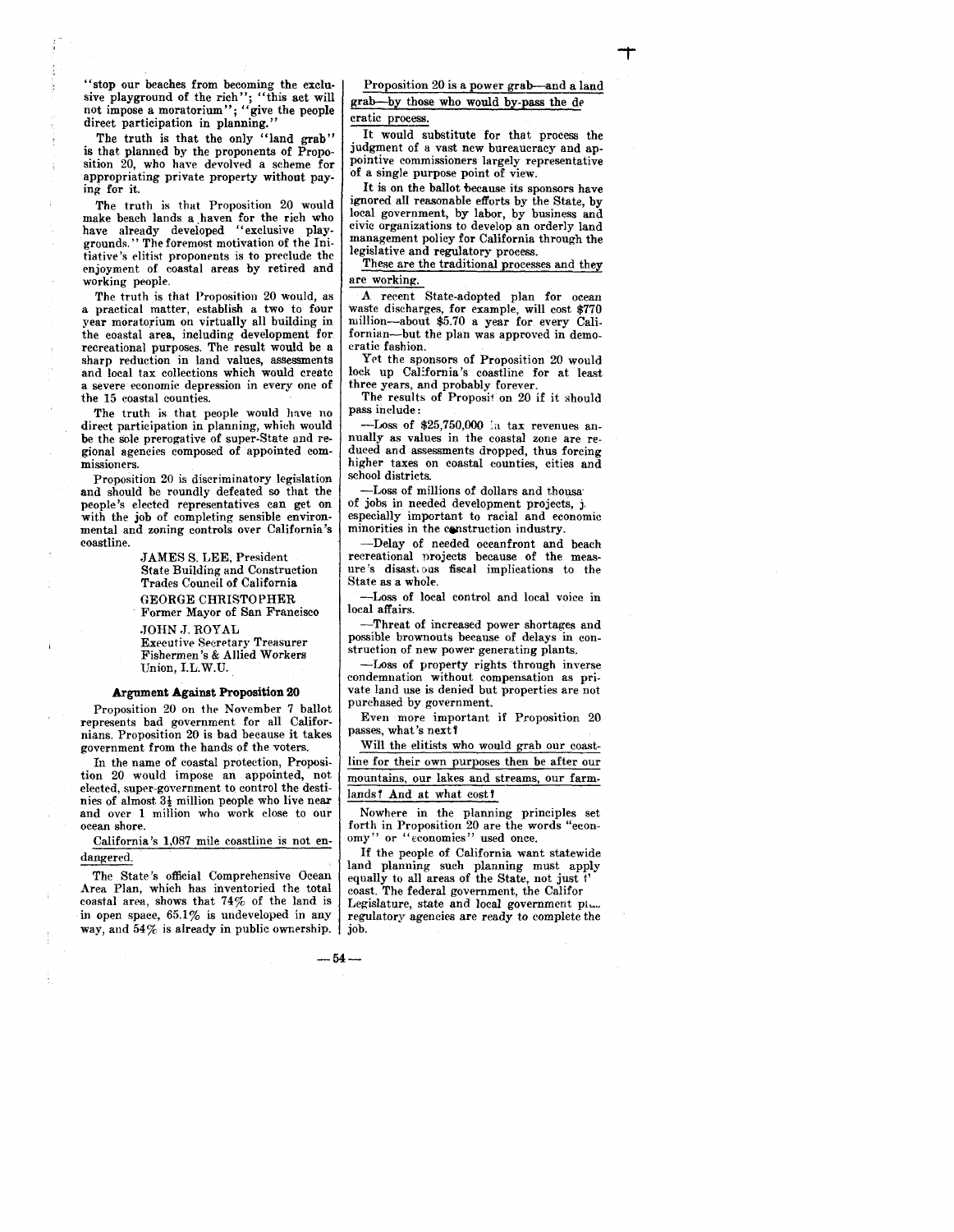"stop our beaches from becoming the exclusive playground of the rich"; "this act will not impose a moratorium"; "give the people direct participation in planning."

The truth is that the only "land grab" is that planned by the proponents of Proposition 20, who have devolved a scheme for appropriating private property without paying for it.

The truth is that Proposition 20 would make beach lands a haven for the rich who have already developed "exclusive playgrounds." The foremost motivation of the Initiative's elitist proponents is to preclude the enjoyment of coastal areas by retired and working people.

The truth is that Proposition 20 would, as a practical matter, establish a two to four year moratorium on virtually all building in the coastal area, including development for recreational purposes. The result would be a sharp reduction in land values, assessments and local tax collections which would create a severe economic depression in every one of the 15 coastal counties.

The truth is that people would have no direct participation in planning, which would be the sole prerogative of super-State and regional agencies composed of appointed commissioners.

Proposition 20 is discriminatory legislation and should be roundly defeated so that the people's elected representatives can get on with the job of completing sensible environmental and zoning controls over California's coastline.

JAMES S. LEE, President
State Building and Construction Trades Council of California

GEORGE CHRISTOPHER
Former Mayor of San Francisco

JOHN J. ROYAL
Executive Secretary Treasurer
Fishermen's & Allied Workers Union, I.L.W.U.

### Argument Against Proposition 20

Proposition 20 on the November 7 ballot represents bad government for all Californians. Proposition 20 is bad because it takes government from the hands of the voters.

In the name of coastal protection, Proposition 20 would impose an appointed, not elected, super-government to control the destinies of almost 3½ million people who live near and over 1 million who work close to our ocean shore.

California's 1,087 mile coastline is not endangered.

The State's official Comprehensive Ocean Area Plan, which has inventoried the total coastal area, shows that 74% of the land is in open space, 65.1% is undeveloped in any way, and 54% is already in public ownership.

Proposition 20 is a power grab—and a land grab—by those who would by-pass the de cratic process.

It would substitute for that process the judgment of a vast new bureaucracy and appointive commissioners largely representative of a single purpose point of view.

It is on the ballot because its sponsors have ignored all reasonable efforts by the State, by local government, by labor, by business and civic organizations to develop an orderly land management policy for California through the legislative and regulatory process.

These are the traditional processes and they are working.

A recent State-adopted plan for ocean waste discharges, for example, will cost $770 million—about $5.70 a year for every Californian—but the plan was approved in democratic fashion.

Yet the sponsors of Proposition 20 would lock up California's coastline for at least three years, and probably forever.

The results of Proposition 20 if it should pass include:

—Loss of $25,750,000 in tax revenues annually as values in the coastal zone are reduced and assessments dropped, thus forcing higher taxes on coastal counties, cities and school districts.

—Loss of millions of dollars and thousa of jobs in needed development projects, j especially important to racial and economic minorities in the construction industry.

—Delay of needed oceanfront and beach recreational projects because of the measure's disastrous fiscal implications to the State as a whole.

—Loss of local control and local voice in local affairs.

—Threat of increased power shortages and possible brownouts because of delays in construction of new power generating plants.

—Loss of property rights through inverse condemnation without compensation as private land use is denied but properties are not purchased by government.

Even more important if Proposition 20 passes, what's next?

Will the elitists who would grab our coastline for their own purposes then be after our mountains, our lakes and streams, our farmlands? And at what cost?

Nowhere in the planning principles set forth in Proposition 20 are the words "economy" or "economics" used once.

If the people of California want statewide land planning such planning must apply equally to all areas of the State, not just t' coast. The federal government, the Califor Legislature, state and local government pl... regulatory agencies are ready to complete the job.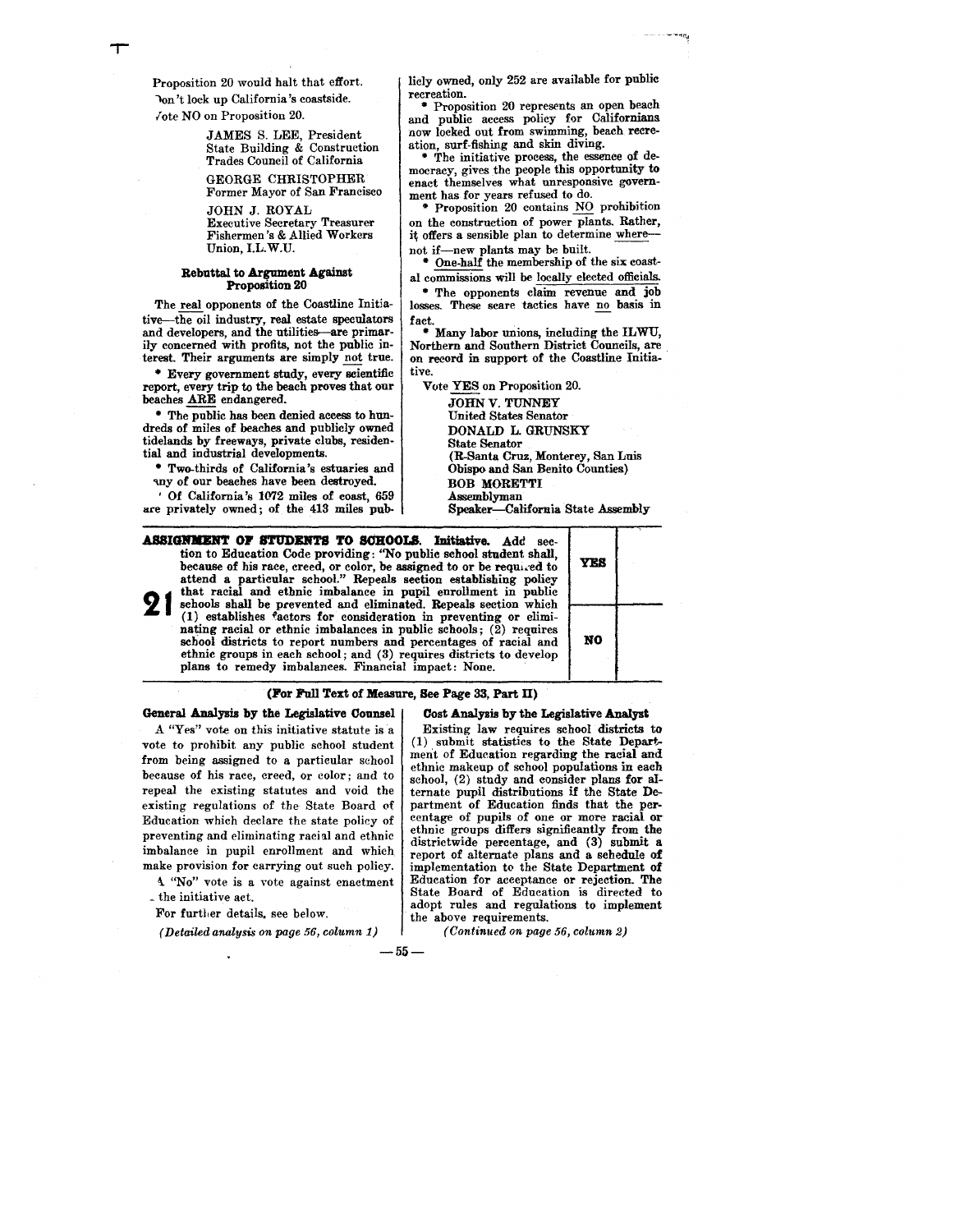Proposition 20 would halt that effort.

Don't lock up California's coastside.

Vote NO on Proposition 20.

> JAMES S. LEE, President
> State Building & Construction Trades Council of California
>
> GEORGE CHRISTOPHER
> Former Mayor of San Francisco
>
> JOHN J. ROYAL
> Executive Secretary Treasurer
> Fishermen's & Allied Workers Union, I.L.W.U.

**Rebuttal to Argument Against Proposition 20**

The real opponents of the Coastline Initiative—the oil industry, real estate speculators and developers, and the utilities—are primarily concerned with profits, not the public interest. Their arguments are simply not true.

* Every government study, every scientific report, every trip to the beach proves that our beaches ARE endangered.

* The public has been denied access to hundreds of miles of beaches and publicly owned tidelands by freeways, private clubs, residential and industrial developments.

* Two-thirds of California's estuaries and any of our beaches have been destroyed.

* Of California's 1072 miles of coast, 659 are privately owned; of the 413 miles publicly owned, only 252 are available for public recreation.

* Proposition 20 represents an open beach and public access policy for Californians now locked out from swimming, beach recreation, surf-fishing and skin diving.

* The initiative process, the essence of democracy, gives the people this opportunity to enact themselves what unresponsive government has for years refused to do.

* Proposition 20 contains NO prohibition on the construction of power plants. Rather, it offers a sensible plan to determine where—not if—new plants may be built.

* One-half the membership of the six coastal commissions will be locally elected officials.

* The opponents claim revenue and job losses. These scare tactics have no basis in fact.

* Many labor unions, including the ILWU, Northern and Southern District Councils, are on record in support of the Coastline Initiative.

Vote YES on Proposition 20.

> JOHN V. TUNNEY
> United States Senator
>
> DONALD L. GRUNSKY
> State Senator
> (R-Santa Cruz, Monterey, San Luis Obispo and San Benito Counties)
>
> BOB MORETTI
> Assemblyman
> Speaker—California State Assembly

| 21 | **ASSIGNMENT OF STUDENTS TO SCHOOLS. Initiative.** Add section to Education Code providing: "No public school student shall, because of his race, creed, or color, be assigned to or be required to attend a particular school." Repeals section establishing policy that racial and ethnic imbalance in pupil enrollment in public schools shall be prevented and eliminated. Repeals section which (1) establishes factors for consideration in preventing or eliminating racial or ethnic imbalances in public schools; (2) requires school districts to report numbers and percentages of racial and ethnic groups in each school; and (3) requires districts to develop plans to remedy imbalances. Financial impact: None. | YES / NO |
|---|---|---|

**(For Full Text of Measure, See Page 33, Part II)**

**General Analysis by the Legislative Counsel**

A "Yes" vote on this initiative statute is a vote to prohibit any public school student from being assigned to a particular school because of his race, creed, or color; and to repeal the existing statutes and void the existing regulations of the State Board of Education which declare the state policy of preventing and eliminating racial and ethnic imbalance in pupil enrollment and which make provision for carrying out such policy.

A "No" vote is a vote against enactment of the initiative act.

For further details, see below.

*(Detailed analysis on page 56, column 1)*

**Cost Analysis by the Legislative Analyst**

Existing law requires school districts to (1) submit statistics to the State Department of Education regarding the racial and ethnic makeup of school populations in each school, (2) study and consider plans for alternate pupil distributions if the State Department of Education finds that the percentage of pupils of one or more racial or ethnic groups differs significantly from the districtwide percentage, and (3) submit a report of alternate plans and a schedule of implementation to the State Department of Education for acceptance or rejection. The State Board of Education is directed to adopt rules and regulations to implement the above requirements.

*(Continued on page 56, column 2)*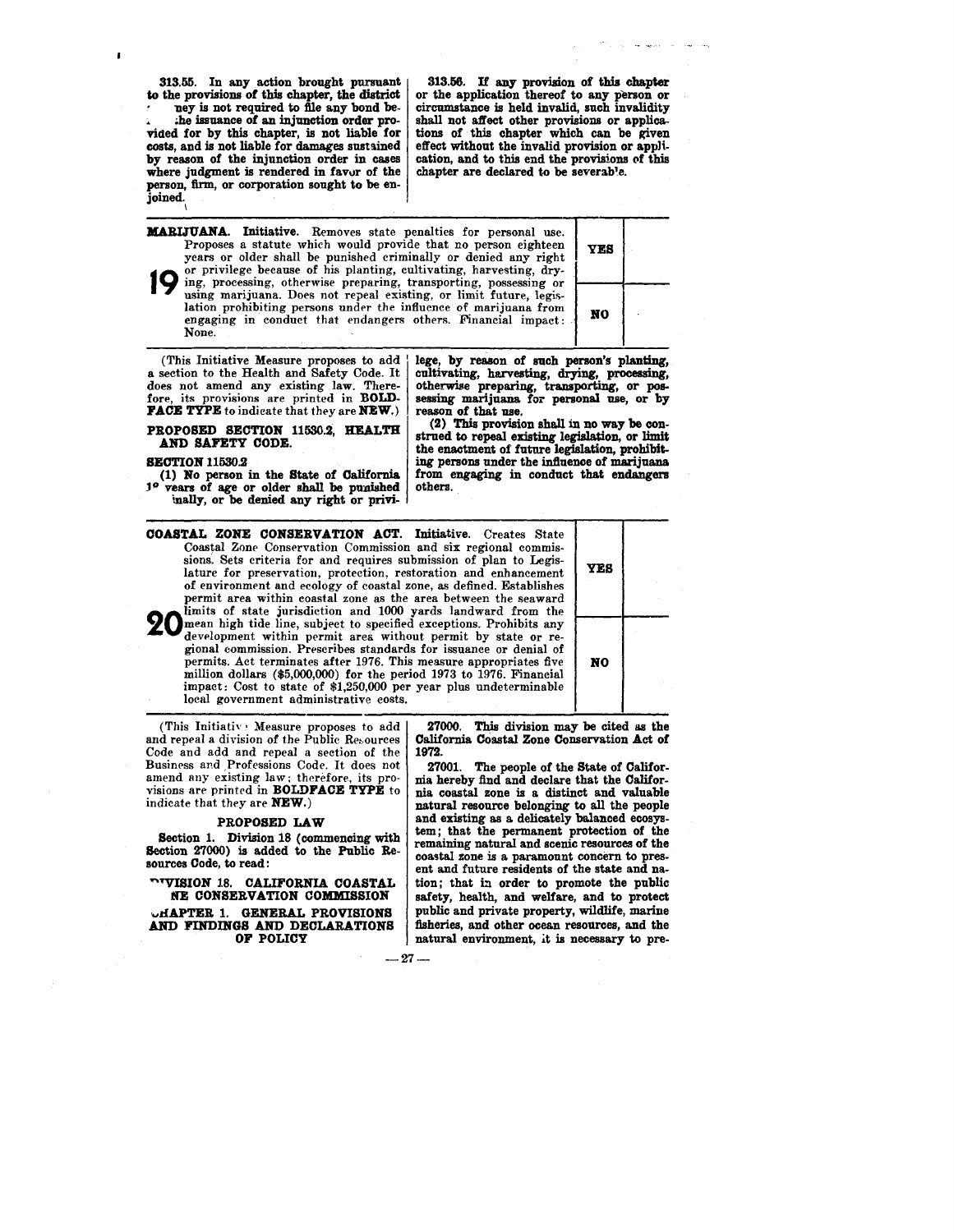**313.55. In any action brought pursuant to the provisions of this chapter, the district ney is not required to file any bond be- :he issuance of an injunction order provided for by this chapter, is not liable for costs, and is not liable for damages sustained by reason of the injunction order in cases where judgment is rendered in favor of the person, firm, or corporation sought to be enjoined.**

**313.56. If any provision of this chapter or the application thereof to any person or circumstance is held invalid, such invalidity shall not affect other provisions or applications of this chapter which can be given effect without the invalid provision or application, and to this end the provisions of this chapter are declared to be severable.**

| | | | |
|---|---|---|---|
| **19** | **MARIJUANA. Initiative.** Removes state penalties for personal use. Proposes a statute which would provide that no person eighteen years or older shall be punished criminally or denied any right or privilege because of his planting, cultivating, harvesting, drying, processing, otherwise preparing, transporting, possessing or using marijuana. Does not repeal existing, or limit future, legislation prohibiting persons under the influence of marijuana from engaging in conduct that endangers others. Financial impact: None. | **YES** | |
| | | **NO** | |

(This Initiative Measure proposes to add a section to the Health and Safety Code. It does not amend any existing law. Therefore, its provisions are printed in **BOLDFACE TYPE** to indicate that they are **NEW**.)

**PROPOSED SECTION 11530.2, HEALTH AND SAFETY CODE.**

**SECTION 11530.2**

**(1) No person in the State of California 1° years of age or older shall be punished inally, or be denied any right or privilege, by reason of such person's planting, cultivating, harvesting, drying, processing, otherwise preparing, transporting, or possessing marijuana for personal use, or by reason of that use.**

**(2) This provision shall in no way be construed to repeal existing legislation, or limit the enactment of future legislation, prohibiting persons under the influence of marijuana from engaging in conduct that endangers others.**

| | | | |
|---|---|---|---|
| **20** | **COASTAL ZONE CONSERVATION ACT. Initiative.** Creates State Coastal Zone Conservation Commission and six regional commissions. Sets criteria for and requires submission of plan to Legislature for preservation, protection, restoration and enhancement of environment and ecology of coastal zone, as defined. Establishes permit area within coastal zone as the area between the seaward limits of state jurisdiction and 1000 yards landward from the mean high tide line, subject to specified exceptions. Prohibits any development within permit area without permit by state or regional commission. Prescribes standards for issuance or denial of permits. Act terminates after 1976. This measure appropriates five million dollars ($5,000,000) for the period 1973 to 1976. Financial impact: Cost to state of $1,250,000 per year plus undeterminable local government administrative costs. | **YES** | |
| | | **NO** | |

(This Initiative Measure proposes to add and repeal a division of the Public Resources Code and add and repeal a section of the Business and Professions Code. It does not amend any existing law; therefore, its provisions are printed in **BOLDFACE TYPE** to indicate that they are **NEW**.)

**PROPOSED LAW**

**Section 1. Division 18 (commencing with Section 27000) is added to the Public Resources Code, to read:**

**"VISION 18. CALIFORNIA COASTAL NE CONSERVATION COMMISSION**

**CHAPTER 1. GENERAL PROVISIONS AND FINDINGS AND DECLARATIONS OF POLICY**

**27000. This division may be cited as the California Coastal Zone Conservation Act of 1972.**

**27001. The people of the State of California hereby find and declare that the California coastal zone is a distinct and valuable natural resource belonging to all the people and existing as a delicately balanced ecosystem; that the permanent protection of the remaining natural and scenic resources of the coastal zone is a paramount concern to present and future residents of the state and nation; that in order to promote the public safety, health, and welfare, and to protect public and private property, wildlife, marine fisheries, and other ocean resources, and the natural environment, it is necessary to pre-**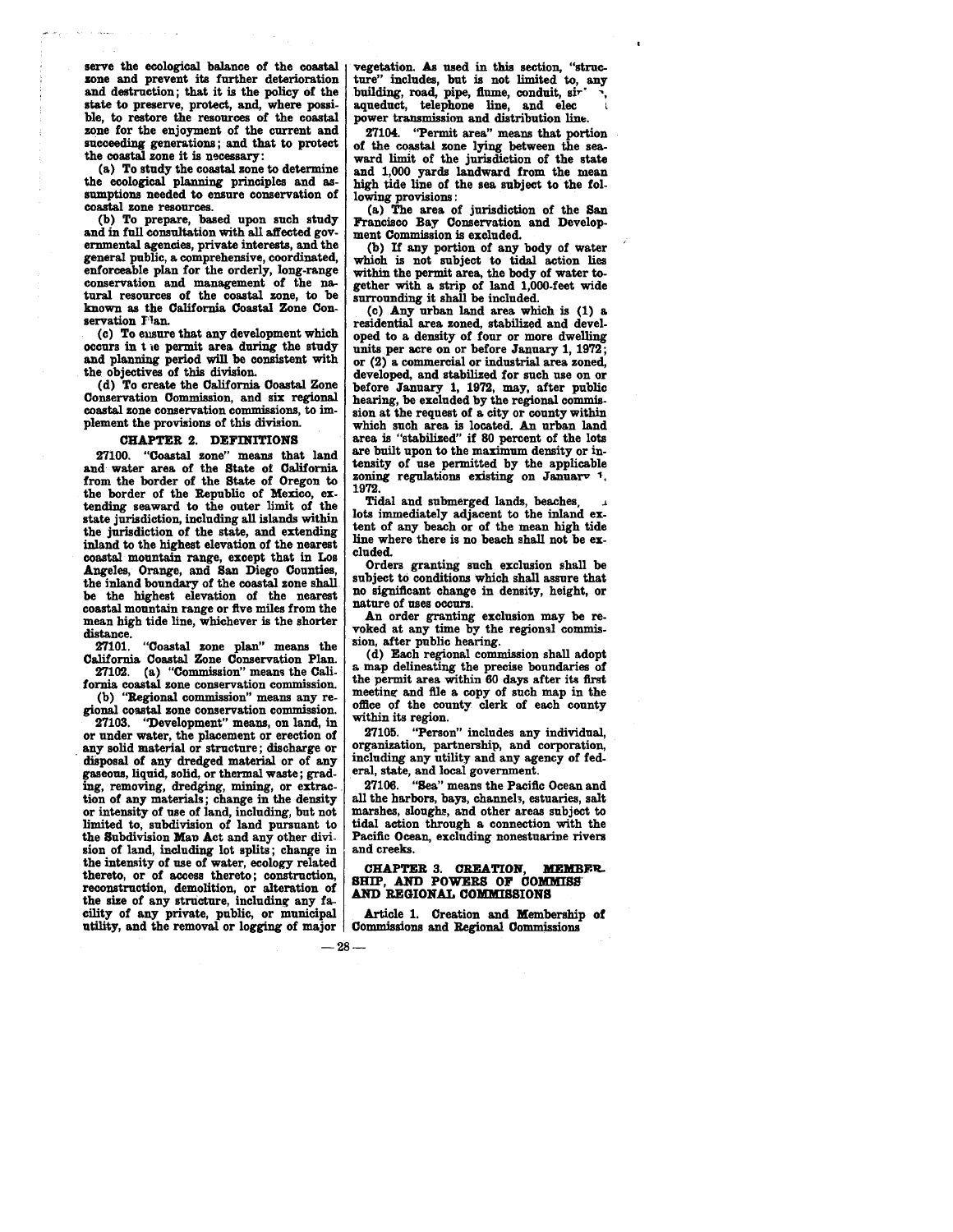serve the ecological balance of the coastal zone and prevent its further deterioration and destruction; that it is the policy of the state to preserve, protect, and, where possible, to restore the resources of the coastal zone for the enjoyment of the current and succeeding generations; and that to protect the coastal zone it is necessary:

(a) To study the coastal zone to determine the ecological planning principles and assumptions needed to ensure conservation of coastal zone resources.

(b) To prepare, based upon such study and in full consultation with all affected governmental agencies, private interests, and the general public, a comprehensive, coordinated, enforceable plan for the orderly, long-range conservation and management of the natural resources of the coastal zone, to be known as the California Coastal Zone Conservation Plan.

(c) To ensure that any development which occurs in the permit area during the study and planning period will be consistent with the objectives of this division.

(d) To create the California Coastal Zone Conservation Commission, and six regional coastal zone conservation commissions, to implement the provisions of this division.

## CHAPTER 2. DEFINITIONS

27100. "Coastal zone" means that land and water area of the State of California from the border of the State of Oregon to the border of the Republic of Mexico, extending seaward to the outer limit of the state jurisdiction, including all islands within the jurisdiction of the state, and extending inland to the highest elevation of the nearest coastal mountain range, except that in Los Angeles, Orange, and San Diego Counties, the inland boundary of the coastal zone shall be the highest elevation of the nearest coastal mountain range or five miles from the mean high tide line, whichever is the shorter distance.

27101. "Coastal zone plan" means the California Coastal Zone Conservation Plan.

27102. (a) "Commission" means the California coastal zone conservation commission.

(b) "Regional commission" means any regional coastal zone conservation commission.

27103. "Development" means, on land, in or under water, the placement or erection of any solid material or structure; discharge or disposal of any dredged material or of any gaseous, liquid, solid, or thermal waste; grading, removing, dredging, mining, or extraction of any materials; change in the density or intensity of use of land, including, but not limited to, subdivision of land pursuant to the Subdivision Map Act and any other division of land, including lot splits; change in the intensity of use of water, ecology related thereto, or of access thereto; construction, reconstruction, demolition, or alteration of the size of any structure, including any facility of any private, public, or municipal utility, and the removal or logging of major vegetation. As used in this section, "structure" includes, but is not limited to, any building, road, pipe, flume, conduit, siphon, aqueduct, telephone line, and electrical power transmission and distribution line.

27104. "Permit area" means that portion of the coastal zone lying between the seaward limit of the jurisdiction of the state and 1,000 yards landward from the mean high tide line of the sea subject to the following provisions:

(a) The area of jurisdiction of the San Francisco Bay Conservation and Development Commission is excluded.

(b) If any portion of any body of water which is not subject to tidal action lies within the permit area, the body of water together with a strip of land 1,000-feet wide surrounding it shall be included.

(c) Any urban land area which is (1) a residential area zoned, stabilized and developed to a density of four or more dwelling units per acre on or before January 1, 1972; or (2) a commercial or industrial area zoned, developed, and stabilized for such use on or before January 1, 1972, may, after public hearing, be excluded by the regional commission at the request of a city or county within which such area is located. An urban land area is "stabilized" if 80 percent of the lots are built upon to the maximum density or intensity of use permitted by the applicable zoning regulations existing on January 1, 1972.

Tidal and submerged lands, beaches, and lots immediately adjacent to the inland extent of any beach or of the mean high tide line where there is no beach shall not be excluded.

Orders granting such exclusion shall be subject to conditions which shall assure that no significant change in density, height, or nature of uses occurs.

An order granting exclusion may be revoked at any time by the regional commission, after public hearing.

(d) Each regional commission shall adopt a map delineating the precise boundaries of the permit area within 60 days after its first meeting and file a copy of such map in the office of the county clerk of each county within its region.

27105. "Person" includes any individual, organization, partnership, and corporation, including any utility and any agency of federal, state, and local government.

27106. "Sea" means the Pacific Ocean and all the harbors, bays, channels, estuaries, salt marshes, sloughs, and other areas subject to tidal action through a connection with the Pacific Ocean, excluding nonestuarine rivers and creeks.

## CHAPTER 3. CREATION, MEMBERSHIP, AND POWERS OF COMMISSION AND REGIONAL COMMISSIONS

### Article 1. Creation and Membership of Commissions and Regional Commissions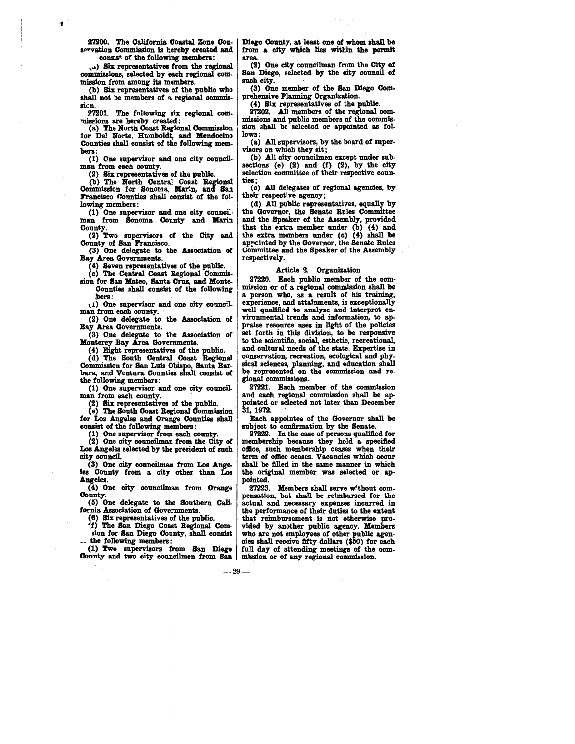27200. The California Coastal Zone Conservation Commission is hereby created and consist of the following members:

(a) Six representatives from the regional commissions, selected by each regional commission from among its members.

(b) Six representatives of the public who shall not be members of a regional commission.

27201. The following six regional commissions are hereby created:

(a) The North Coast Regional Commission for Del Norte, Humboldt, and Mendocino Counties shall consist of the following members:

(1) One supervisor and one city councilman from each county.

(2) Six representatives of the public.

(b) The North Central Coast Regional Commission for Sonoma, Marin, and San Francisco Counties shall consist of the following members:

(1) One supervisor and one city councilman from Sonoma County and Marin County.

(2) Two supervisors of the City and County of San Francisco.

(3) One delegate to the Association of Bay Area Governments.

(4) Seven representatives of the public.

(c) The Central Coast Regional Commission for San Mateo, Santa Cruz, and Monterey Counties shall consist of the following members:

(1) One supervisor and one city councilman from each county.

(2) One delegate to the Association of Bay Area Governments.

(3) One delegate to the Association of Monterey Bay Area Governments.

(4) Eight representatives of the public.

(d) The South Central Coast Regional Commission for San Luis Obispo, Santa Barbara, and Ventura Counties shall consist of the following members:

(1) One supervisor and one city councilman from each county.

(2) Six representatives of the public.

(e) The South Coast Regional Commission for Los Angeles and Orange Counties shall consist of the following members:

(1) One supervisor from each county.

(2) One city councilman from the City of Los Angeles selected by the president of such city council.

(3) One city councilman from Los Angeles County from a city other than Los Angeles.

(4) One city councilman from Orange County.

(5) One delegate to the Southern California Association of Governments.

(6) Six representatives of the public.

(f) The San Diego Coast Regional Commission for San Diego County, shall consist of the following members:

(1) Two supervisors from San Diego County and two city councilmen from San Diego County, at least one of whom shall be from a city which lies within the permit area.

(2) One city councilman from the City of San Diego, selected by the city council of such city.

(3) One member of the San Diego Comprehensive Planning Organization.

(4) Six representatives of the public.

27202. All members of the regional commissions and public members of the commission shall be selected or appointed as follows:

(a) All supervisors, by the board of supervisors on which they sit;

(b) All city councilmen except under subsections (e) (2) and (f) (2), by the city selection committee of their respective counties;

(c) All delegates of regional agencies, by their respective agency;

(d) All public representatives, equally by the Governor, the Senate Rules Committee and the Speaker of the Assembly, provided that the extra member under (b) (4) and the extra members under (c) (4) shall be appointed by the Governor, the Senate Rules Committee and the Speaker of the Assembly respectively.

### Article 3. Organization

27220. Each public member of the commission or of a regional commission shall be a person who, as a result of his training, experience, and attainments, is exceptionally well qualified to analyze and interpret environmental trends and information, to appraise resource uses in light of the policies set forth in this division, to be responsive to the scientific, social, esthetic, recreational, and cultural needs of the state. Expertise in conservation, recreation, ecological and physical sciences, planning, and education shall be represented on the commission and regional commissions.

27221. Each member of the commission and each regional commission shall be appointed or selected not later than December 31, 1972.

Each appointee of the Governor shall be subject to confirmation by the Senate.

27222. In the case of persons qualified for membership because they hold a specified office, such membership ceases when their term of office ceases. Vacancies which occur shall be filled in the same manner in which the original member was selected or appointed.

27223. Members shall serve without compensation, but shall be reimbursed for the actual and necessary expenses incurred in the performance of their duties to the extent that reimbursement is not otherwise provided by another public agency. Members who are not employees of other public agencies shall receive fifty dollars ($50) for each full day of attending meetings of the commission or of any regional commission.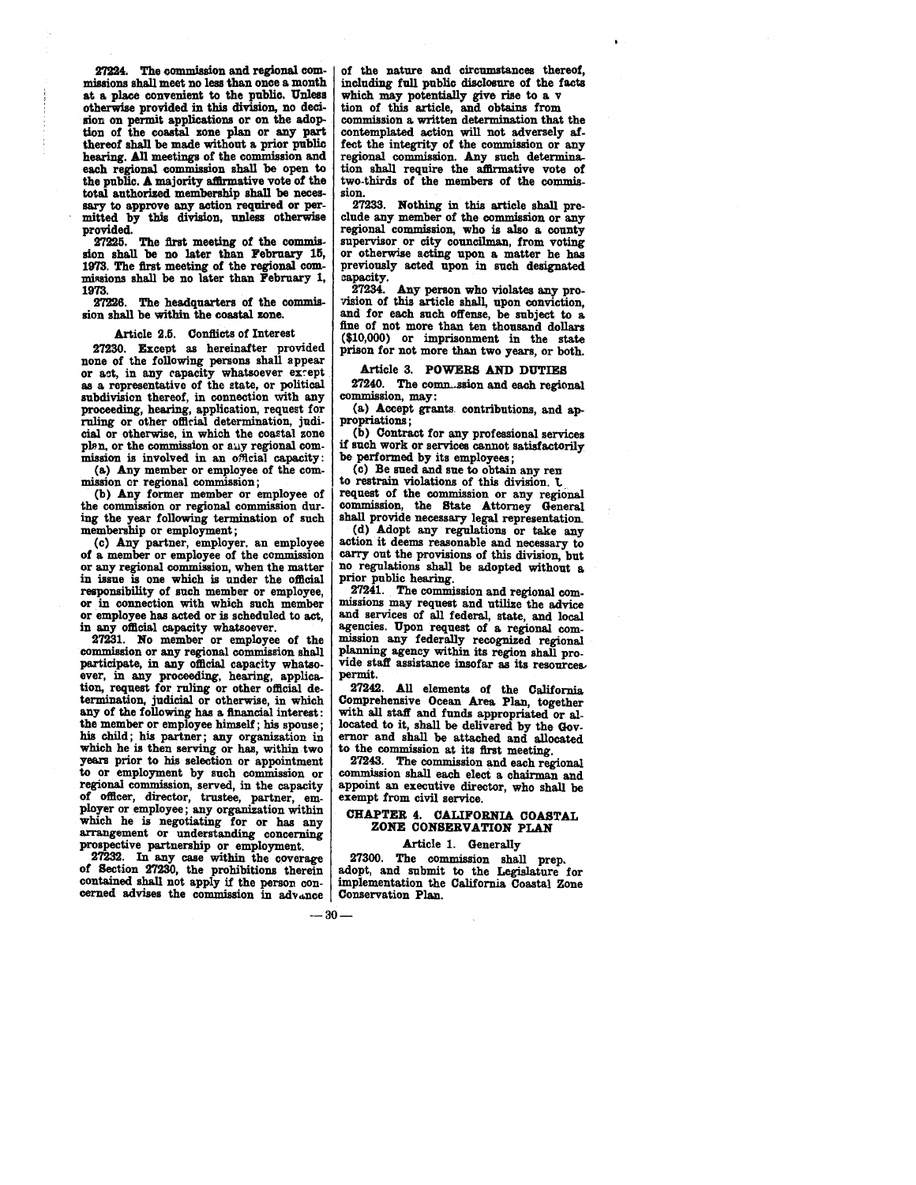**27224.** The commission and regional commissions shall meet no less than once a month at a place convenient to the public. Unless otherwise provided in this division, no decision on permit applications or on the adoption of the coastal zone plan or any part thereof shall be made without a prior public hearing. All meetings of the commission and each regional commission shall be open to the public. A majority affirmative vote of the total authorized membership shall be necessary to approve any action required or permitted by this division, unless otherwise provided.

**27225.** The first meeting of the commission shall be no later than February 15, 1973. The first meeting of the regional commissions shall be no later than February 1, 1973.

**27226.** The headquarters of the commission shall be within the coastal zone.

### Article 2.5. Conflicts of Interest

**27230.** Except as hereinafter provided none of the following persons shall appear or act, in any capacity whatsoever except as a representative of the state, or political subdivision thereof, in connection with any proceeding, hearing, application, request for ruling or other official determination, judicial or otherwise, in which the coastal zone plan, or the commission or any regional commission is involved in an official capacity:

(a) Any member or employee of the commission or regional commission;

(b) Any former member or employee of the commission or regional commission during the year following termination of such membership or employment;

(c) Any partner, employer, an employee of a member or employee of the commission or any regional commission, when the matter in issue is one which is under the official responsibility of such member or employee, or in connection with which such member or employee has acted or is scheduled to act, in any official capacity whatsoever.

**27231.** No member or employee of the commission or any regional commission shall participate, in any official capacity whatsoever, in any proceeding, hearing, application, request for ruling or other official determination, judicial or otherwise, in which any of the following has a financial interest: the member or employee himself; his spouse; his child; his partner; any organization in which he is then serving or has, within two years prior to his selection or appointment to or employment by such commission or regional commission, served, in the capacity of officer, director, trustee, partner, employer or employee; any organization within which he is negotiating for or has any arrangement or understanding concerning prospective partnership or employment.

**27232.** In any case within the coverage of Section 27230, the prohibitions therein contained shall not apply if the person concerned advises the commission in advance of the nature and circumstances thereof, including full public disclosure of the facts which may potentially give rise to a v tion of this article, and obtains from commission a written determination that the contemplated action will not adversely affect the integrity of the commission or any regional commission. Any such determination shall require the affirmative vote of two-thirds of the members of the commission.

**27233.** Nothing in this article shall preclude any member of the commission or any regional commission, who is also a county supervisor or city councilman, from voting or otherwise acting upon a matter he has previously acted upon in such designated capacity.

**27234.** Any person who violates any provision of this article shall, upon conviction, and for each such offense, be subject to a fine of not more than ten thousand dollars ($10,000) or imprisonment in the state prison for not more than two years, or both.

### Article 3. POWERS AND DUTIES

**27240.** The commission and each regional commission, may:

(a) Accept grants contributions, and appropriations;

(b) Contract for any professional services if such work or services cannot satisfactorily be performed by its employees;

(c) Be sued and sue to obtain any ren to restrain violations of this division. U request of the commission or any regional commission, the State Attorney General shall provide necessary legal representation.

(d) Adopt any regulations or take any action it deems reasonable and necessary to carry out the provisions of this division, but no regulations shall be adopted without a prior public hearing.

**27241.** The commission and regional commissions may request and utilize the advice and services of all federal, state, and local agencies. Upon request of a regional commission any federally recognized regional planning agency within its region shall provide staff assistance insofar as its resources permit.

**27242.** All elements of the California Comprehensive Ocean Area Plan, together with all staff and funds appropriated or allocated to it, shall be delivered by the Governor and shall be attached and allocated to the commission at its first meeting.

**27243.** The commission and each regional commission shall each elect a chairman and appoint an executive director, who shall be exempt from civil service.

## CHAPTER 4. CALIFORNIA COASTAL ZONE CONSERVATION PLAN

### Article 1. Generally

**27300.** The commission shall prep adopt, and submit to the Legislature for implementation the California Coastal Zone Conservation Plan.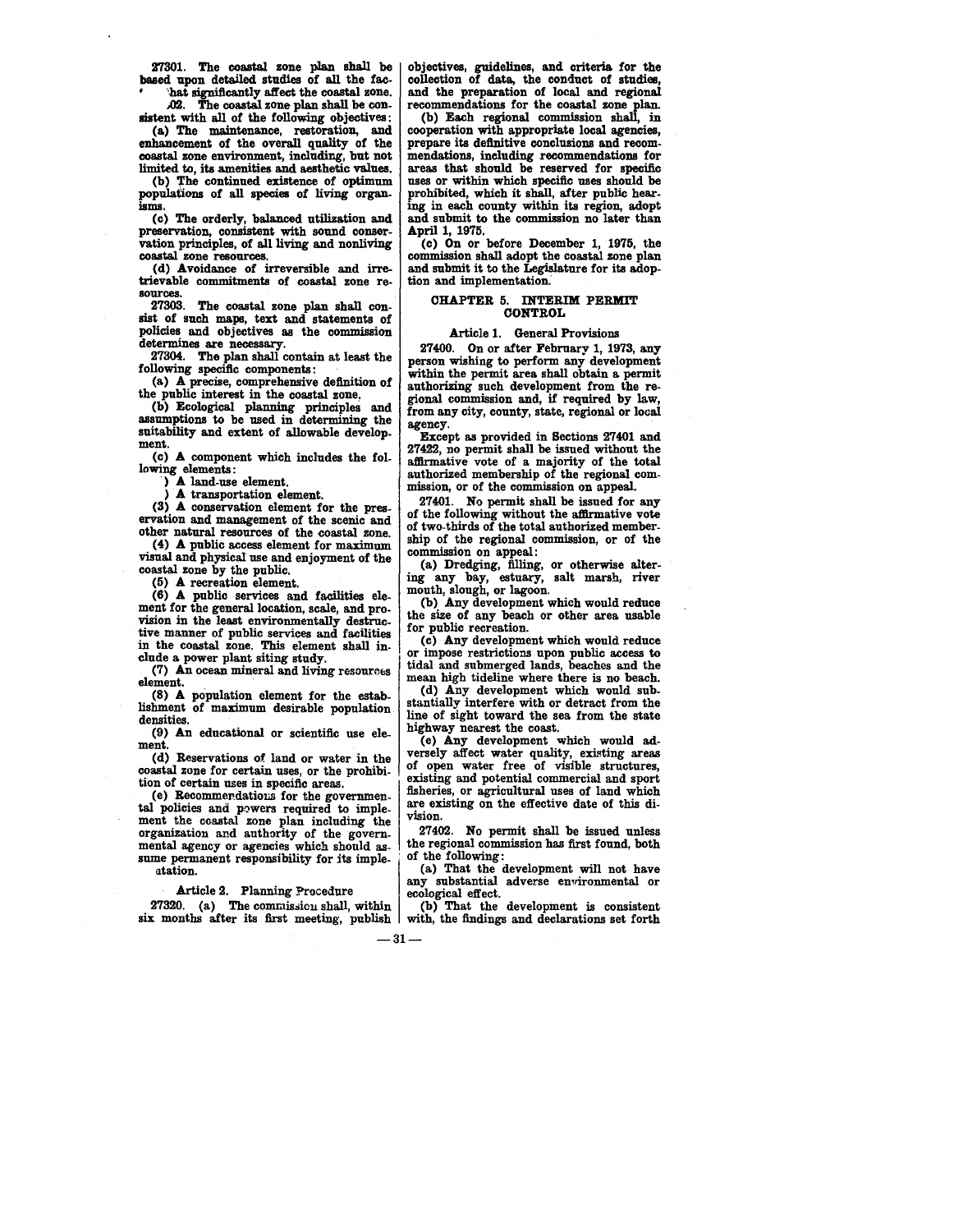27301. The coastal zone plan shall be based upon detailed studies of all the fac- 'hat significantly affect the coastal zone.

.02. The coastal zone plan shall be consistent with all of the following objectives:

(a) The maintenance, restoration, and enhancement of the overall quality of the coastal zone environment, including, but not limited to, its amenities and aesthetic values.

(b) The continued existence of optimum populations of all species of living organisms.

(c) The orderly, balanced utilization and preservation, consistent with sound conservation principles, of all living and nonliving coastal zone resources.

(d) Avoidance of irreversible and irretrievable commitments of coastal zone resources.

27303. The coastal zone plan shall consist of such maps, text and statements of policies and objectives as the commission determines are necessary.

27304. The plan shall contain at least the following specific components:

(a) A precise, comprehensive definition of the public interest in the coastal zone.

(b) Ecological planning principles and assumptions to be used in determining the suitability and extent of allowable development.

(c) A component which includes the following elements:

) A land-use element.

) A transportation element.

(3) A conservation element for the preservation and management of the scenic and other natural resources of the coastal zone.

(4) A public access element for maximum visual and physical use and enjoyment of the coastal zone by the public.

(5) A recreation element.

(6) A public services and facilities element for the general location, scale, and provision in the least environmentally destructive manner of public services and facilities in the coastal zone. This element shall include a power plant siting study.

(7) An ocean mineral and living resources element.

(8) A population element for the establishment of maximum desirable population densities.

(9) An educational or scientific use element.

(d) Reservations of land or water in the coastal zone for certain uses, or the prohibition of certain uses in specific areas.

(e) Recommendations for the governmental policies and powers required to implement the coastal zone plan including the organization and authority of the governmental agency or agencies which should assume permanent responsibility for its implementation.

### Article 2. Planning Procedure

27320. (a) The commission shall, within six months after its first meeting, publish objectives, guidelines, and criteria for the collection of data, the conduct of studies, and the preparation of local and regional recommendations for the coastal zone plan.

(b) Each regional commission shall, in cooperation with appropriate local agencies, prepare its definitive conclusions and recommendations, including recommendations for areas that should be reserved for specific uses or within which specific uses should be prohibited, which it shall, after public hearing in each county within its region, adopt and submit to the commission no later than April 1, 1975.

(c) On or before December 1, 1975, the commission shall adopt the coastal zone plan and submit it to the Legislature for its adoption and implementation.

## CHAPTER 5. INTERIM PERMIT CONTROL

### Article 1. General Provisions

27400. On or after February 1, 1973, any person wishing to perform any development within the permit area shall obtain a permit authorizing such development from the regional commission and, if required by law, from any city, county, state, regional or local agency.

Except as provided in Sections 27401 and 27422, no permit shall be issued without the affirmative vote of a majority of the total authorized membership of the regional commission, or of the commission on appeal.

27401. No permit shall be issued for any of the following without the affirmative vote of two-thirds of the total authorized membership of the regional commission, or of the commission on appeal:

(a) Dredging, filling, or otherwise altering any bay, estuary, salt marsh, river mouth, slough, or lagoon.

(b) Any development which would reduce the size of any beach or other area usable for public recreation.

(c) Any development which would reduce or impose restrictions upon public access to tidal and submerged lands, beaches and the mean high tideline where there is no beach.

(d) Any development which would substantially interfere with or detract from the line of sight toward the sea from the state highway nearest the coast.

(e) Any development which would adversely affect water quality, existing areas of open water free of visible structures, existing and potential commercial and sport fisheries, or agricultural uses of land which are existing on the effective date of this division.

27402. No permit shall be issued unless the regional commission has first found, both of the following:

(a) That the development will not have any substantial adverse environmental or ecological effect.

(b) That the development is consistent with, the findings and declarations set forth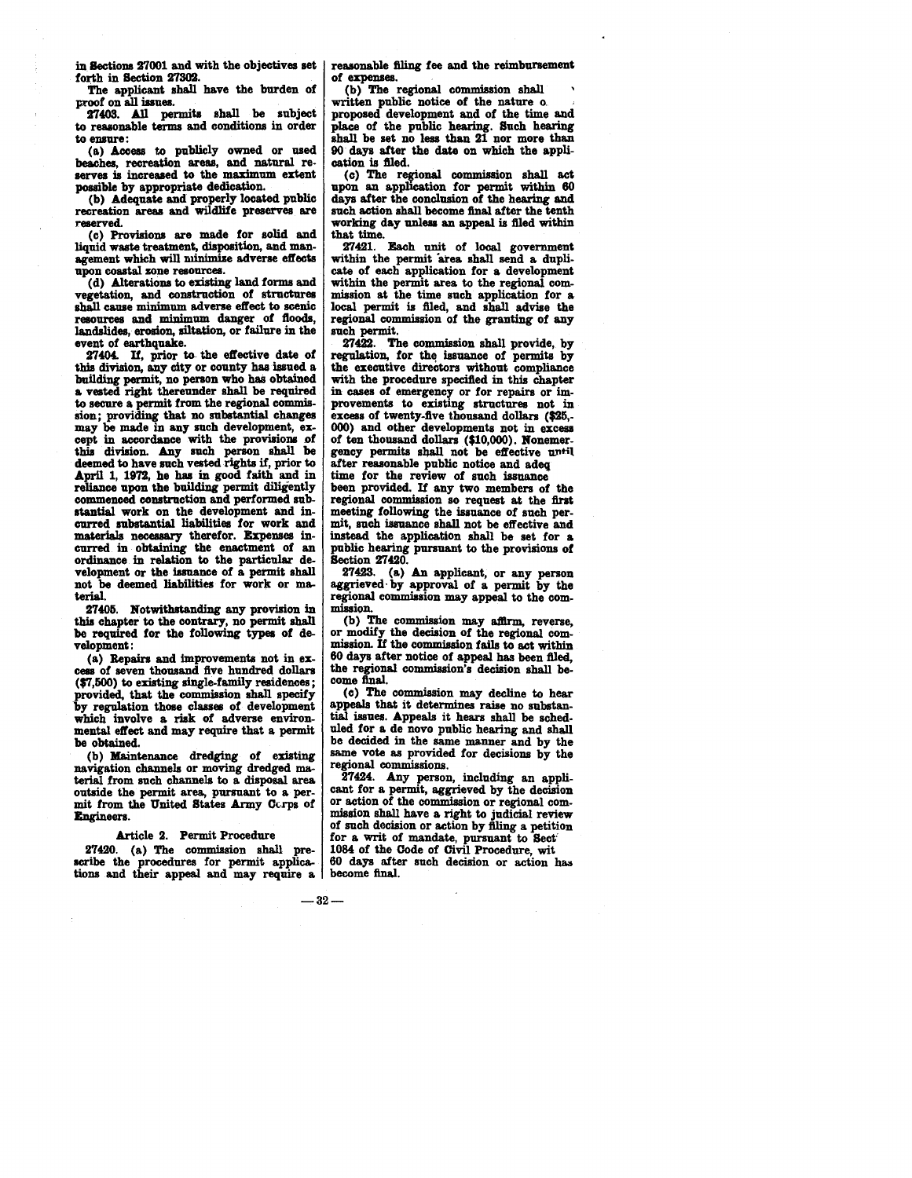in Sections 27001 and with the objectives set forth in Section 27302.

The applicant shall have the burden of proof on all issues.

**27403.** All permits shall be subject to reasonable terms and conditions in order to ensure:

(a) Access to publicly owned or used beaches, recreation areas, and natural reserves is increased to the maximum extent possible by appropriate dedication.

(b) Adequate and properly located public recreation areas and wildlife preserves are reserved.

(c) Provisions are made for solid and liquid waste treatment, disposition, and management which will minimize adverse effects upon coastal zone resources.

(d) Alterations to existing land forms and vegetation, and construction of structures shall cause minimum adverse effect to scenic resources and minimum danger of floods, landslides, erosion, siltation, or failure in the event of earthquake.

**27404.** If, prior to the effective date of this division, any city or county has issued a building permit, no person who has obtained a vested right thereunder shall be required to secure a permit from the regional commission; providing that no substantial changes may be made in any such development, except in accordance with the provisions of this division. Any such person shall be deemed to have such vested rights if, prior to April 1, 1972, he has in good faith and in reliance upon the building permit diligently commenced construction and performed substantial work on the development and incurred substantial liabilities for work and materials necessary therefor. Expenses incurred in obtaining the enactment of an ordinance in relation to the particular development or the issuance of a permit shall not be deemed liabilities for work or material.

**27405.** Notwithstanding any provision in this chapter to the contrary, no permit shall be required for the following types of development:

(a) Repairs and improvements not in excess of seven thousand five hundred dollars ($7,500) to existing single-family residences; provided, that the commission shall specify by regulation those classes of development which involve a risk of adverse environmental effect and may require that a permit be obtained.

(b) Maintenance dredging of existing navigation channels or moving dredged material from such channels to a disposal area outside the permit area, pursuant to a permit from the United States Army Corps of Engineers.

### Article 2. Permit Procedure

**27420.** (a) The commission shall prescribe the procedures for permit applications and their appeal and may require a reasonable filing fee and the reimbursement of expenses.

(b) The regional commission shall written public notice of the nature o proposed development and of the time and place of the public hearing. Such hearing shall be set no less than 21 nor more than 90 days after the date on which the application is filed.

(c) The regional commission shall act upon an application for permit within 60 days after the conclusion of the hearing and such action shall become final after the tenth working day unless an appeal is filed within that time.

**27421.** Each unit of local government within the permit area shall send a duplicate of each application for a development within the permit area to the regional commission at the time such application for a local permit is filed, and shall advise the regional commission of the granting of any such permit.

**27422.** The commission shall provide, by regulation, for the issuance of permits by the executive directors without compliance with the procedure specified in this chapter in cases of emergency or for repairs or improvements to existing structures not in excess of twenty-five thousand dollars ($25,000) and other developments not in excess of ten thousand dollars ($10,000). Nonemergency permits shall not be effective until after reasonable public notice and adeq time for the review of such issuance been provided. If any two members of the regional commission so request at the first meeting following the issuance of such permit, such issuance shall not be effective and instead the application shall be set for a public hearing pursuant to the provisions of Section 27420.

**27423.** (a) An applicant, or any person aggrieved by approval of a permit by the regional commission may appeal to the commission.

(b) The commission may affirm, reverse, or modify the decision of the regional commission. If the commission fails to act within 60 days after notice of appeal has been filed, the regional commission's decision shall become final.

(c) The commission may decline to hear appeals that it determines raise no substantial issues. Appeals it hears shall be scheduled for a de novo public hearing and shall be decided in the same manner and by the same vote as provided for decisions by the regional commissions.

**27424.** Any person, including an applicant for a permit, aggrieved by the decision or action of the commission or regional commission shall have a right to judicial review of such decision or action by filing a petition for a writ of mandate, pursuant to Sect 1084 of the Code of Civil Procedure, wit 60 days after such decision or action has become final.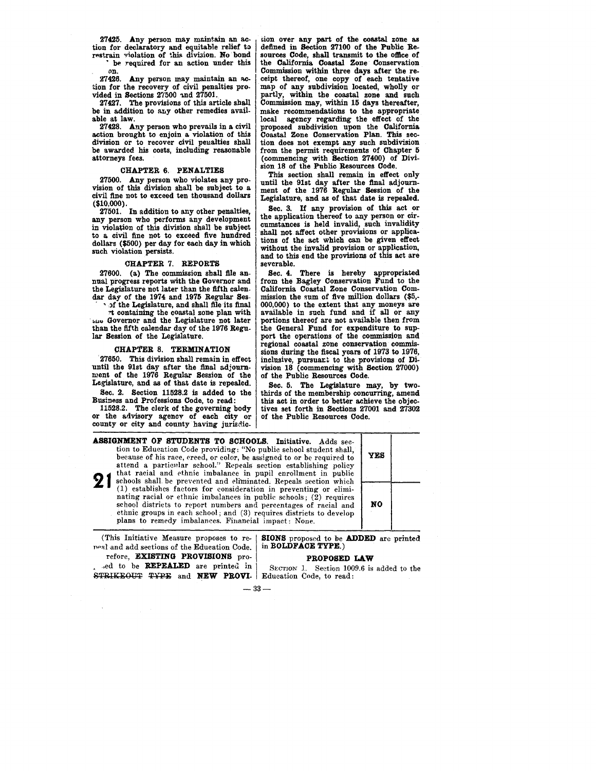**27425.** Any person may maintain an action for declaratory and equitable relief to restrain violation of this division. No bond be required for an action under this on.

**27426.** Any person may maintain an action for the recovery of civil penalties provided in Sections 27500 and 27501.

**27427.** The provisions of this article shall be in addition to any other remedies available at law.

**27428.** Any person who prevails in a civil action brought to enjoin a violation of this division or to recover civil penalties shall be awarded his costs, including reasonable attorneys fees.

**CHAPTER 6. PENALTIES**

**27500.** Any person who violates any provision of this division shall be subject to a civil fine not to exceed ten thousand dollars ($10,000).

**27501.** In addition to any other penalties, any person who performs any development in violation of this division shall be subject to a civil fine not to exceed five hundred dollars ($500) per day for each day in which such violation persists.

**CHAPTER 7. REPORTS**

**27600.** (a) The commission shall file annual progress reports with the Governor and the Legislature not later than the fifth calendar day of the 1974 and 1975 Regular Sessions of the Legislature, and shall file its final report containing the coastal zone plan with the Governor and the Legislature not later than the fifth calendar day of the 1976 Regular Session of the Legislature.

**CHAPTER 8. TERMINATION**

**27650.** This division shall remain in effect until the 91st day after the final adjournment of the 1976 Regular Session of the Legislature, and as of that date is repealed.

**Sec. 2.** Section 11528.2 is added to the Business and Professions Code, to read:

**11528.2.** The clerk of the governing body or the advisory agency of each city or county or city and county having jurisdiction over any part of the coastal zone as defined in Section 27100 of the Public Resources Code, shall transmit to the office of the California Coastal Zone Conservation Commission within three days after the receipt thereof, one copy of each tentative map of any subdivision located, wholly or partly, within the coastal zone and such Commission may, within 15 days thereafter, make recommendations to the appropriate local agency regarding the effect of the proposed subdivision upon the California Coastal Zone Conservation Plan. This section does not exempt any such subdivision from the permit requirements of Chapter 5 (commencing with Section 27400) of Division 18 of the Public Resources Code.

This section shall remain in effect only until the 91st day after the final adjournment of the 1976 Regular Session of the Legislature, and as of that date is repealed.

**Sec. 3.** If any provision of this act or the application thereof to any person or circumstances is held invalid, such invalidity shall not affect other provisions or applications of the act which can be given effect without the invalid provision or application, and to this end the provisions of this act are severable.

**Sec. 4.** There is hereby appropriated from the Bagley Conservation Fund to the California Coastal Zone Conservation Commission the sum of five million dollars ($5,000,000) to the extent that any moneys are available in such fund and if all or any portions thereof are not available then from the General Fund for expenditure to support the operations of the commission and regional coastal zone conservation commissions during the fiscal years of 1973 to 1976, inclusive, pursuant to the provisions of Division 18 (commencing with Section 27000) of the Public Resources Code.

**Sec. 5.** The Legislature may, by two-thirds of the membership concurring, amend this act in order to better achieve the objectives set forth in Sections 27001 and 27302 of the Public Resources Code.

| | | | |
|---|---|---|---|
| **21** | **ASSIGNMENT OF STUDENTS TO SCHOOLS.** Initiative. Adds section to Education Code providing: "No public school student shall, because of his race, creed, or color, be assigned to or be required to attend a particular school." Repeals section establishing policy that racial and ethnic imbalance in pupil enrollment in public schools shall be prevented and eliminated. Repeals section which (1) establishes factors for consideration in preventing or eliminating racial or ethnic imbalances in public schools; (2) requires school districts to report numbers and percentages of racial and ethnic groups in each school; and (3) requires districts to develop plans to remedy imbalances. Financial impact: None. | **YES** | |
| | | **NO** | |

(This Initiative Measure proposes to repeal and add sections of the Education Code. Therefore, **EXISTING PROVISIONS** proposed to be **REPEALED** are printed in ~~STRIKEOUT TYPE~~ and **NEW PROVISIONS** proposed to be **ADDED** are printed in **BOLDFACE TYPE.**)

**PROPOSED LAW**

SECTION 1. Section 1009.6 is added to the Education Code, to read: